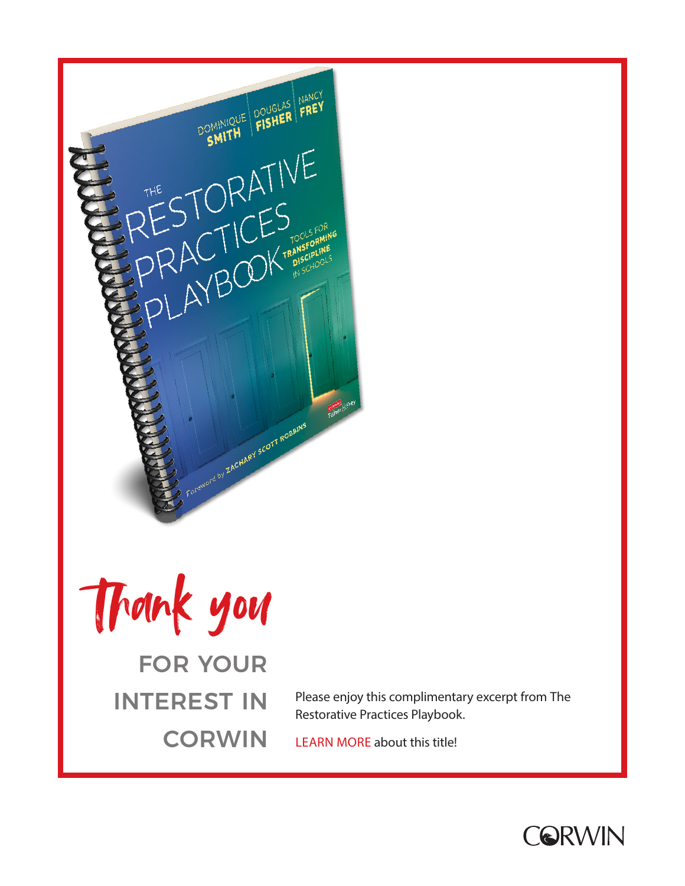# Thank you

## FOR YOUR INTEREST IN CORWIN

Please enjoy this complimentary excerpt from The Restorative Practices Playbook.

LEARN MORE about this title!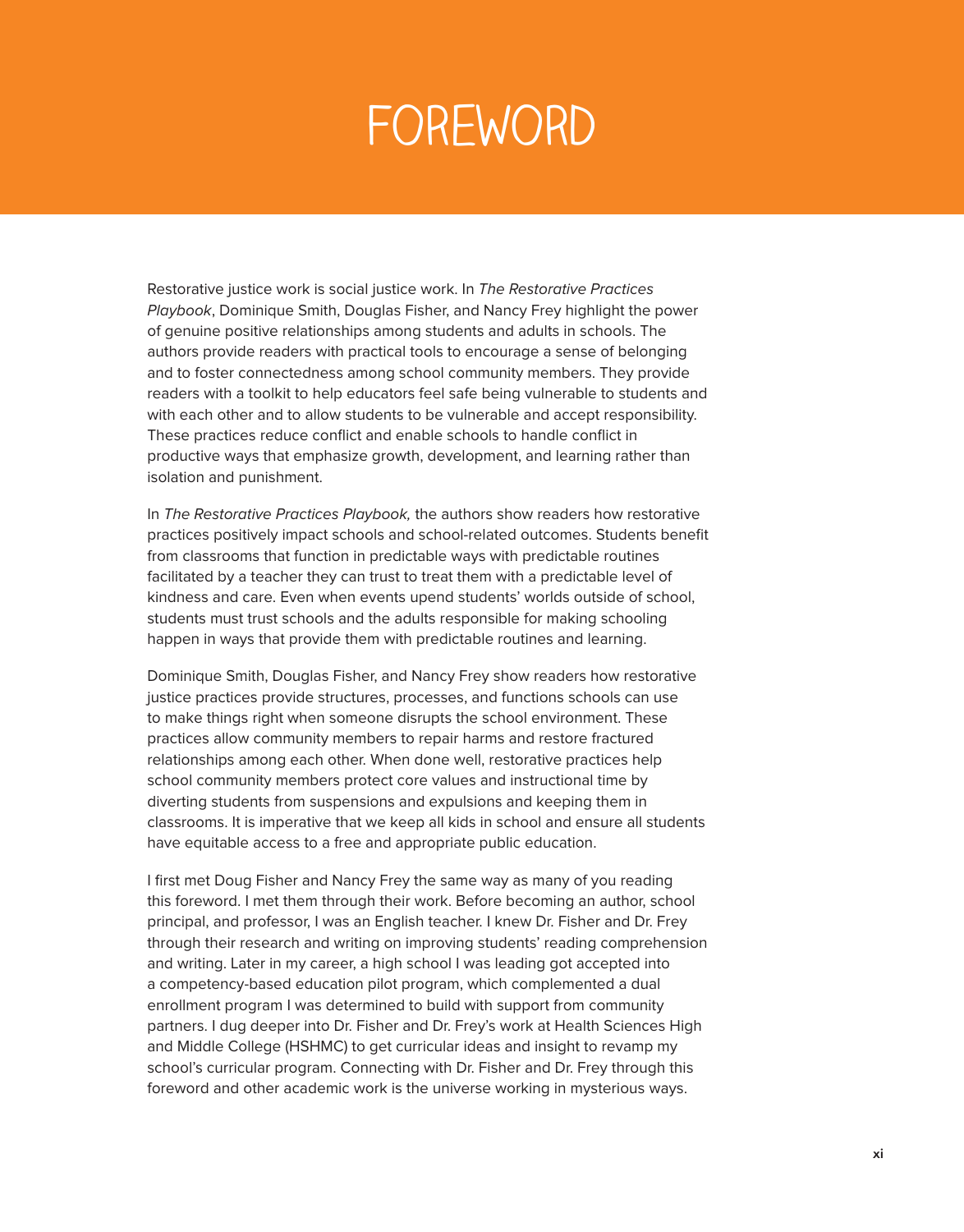# FOREWORD

Restorative justice work is social justice work. In *The Restorative Practices Playbook*, Dominique Smith, Douglas Fisher, and Nancy Frey highlight the power of genuine positive relationships among students and adults in schools. The authors provide readers with practical tools to encourage a sense of belonging and to foster connectedness among school community members. They provide readers with a toolkit to help educators feel safe being vulnerable to students and with each other and to allow students to be vulnerable and accept responsibility. These practices reduce conflict and enable schools to handle conflict in productive ways that emphasize growth, development, and learning rather than isolation and punishment.

In *The Restorative Practices Playbook,* the authors show readers how restorative practices positively impact schools and school-related outcomes. Students benefit from classrooms that function in predictable ways with predictable routines facilitated by a teacher they can trust to treat them with a predictable level of kindness and care. Even when events upend students' worlds outside of school, students must trust schools and the adults responsible for making schooling happen in ways that provide them with predictable routines and learning.

Dominique Smith, Douglas Fisher, and Nancy Frey show readers how restorative justice practices provide structures, processes, and functions schools can use to make things right when someone disrupts the school environment. These practices allow community members to repair harms and restore fractured relationships among each other. When done well, restorative practices help school community members protect core values and instructional time by diverting students from suspensions and expulsions and keeping them in classrooms. It is imperative that we keep all kids in school and ensure all students have equitable access to a free and appropriate public education.

I first met Doug Fisher and Nancy Frey the same way as many of you reading this foreword. I met them through their work. Before becoming an author, school principal, and professor, I was an English teacher. I knew Dr. Fisher and Dr. Frey through their research and writing on improving students' reading comprehension and writing. Later in my career, a high school I was leading got accepted into a competency-based education pilot program, which complemented a dual enrollment program I was determined to build with support from community partners. I dug deeper into Dr. Fisher and Dr. Frey's work at Health Sciences High and Middle College (HSHMC) to get curricular ideas and insight to revamp my school's curricular program. Connecting with Dr. Fisher and Dr. Frey through this foreword and other academic work is the universe working in mysterious ways.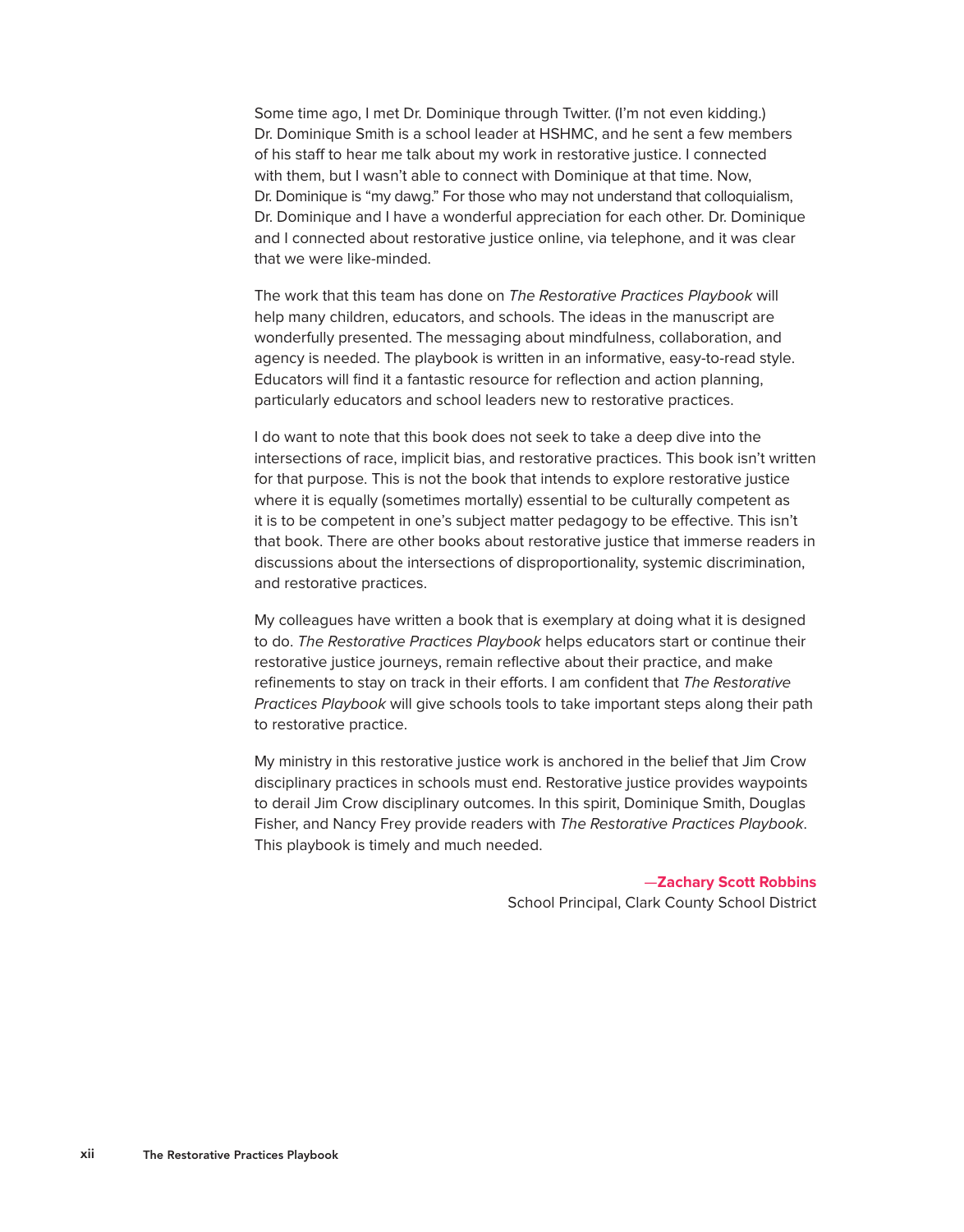Some time ago, I met Dr. Dominique through Twitter. (I'm not even kidding.) Dr. Dominique Smith is a school leader at HSHMC, and he sent a few members of his staff to hear me talk about my work in restorative justice. I connected with them, but I wasn't able to connect with Dominique at that time. Now, Dr. Dominique is "my dawg." For those who may not understand that colloquialism, Dr. Dominique and I have a wonderful appreciation for each other. Dr. Dominique and I connected about restorative justice online, via telephone, and it was clear that we were like-minded.

The work that this team has done on *The Restorative Practices Playbook* will help many children, educators, and schools. The ideas in the manuscript are wonderfully presented. The messaging about mindfulness, collaboration, and agency is needed. The playbook is written in an informative, easy-to-read style. Educators will find it a fantastic resource for reflection and action planning, particularly educators and school leaders new to restorative practices.

I do want to note that this book does not seek to take a deep dive into the intersections of race, implicit bias, and restorative practices. This book isn't written for that purpose. This is not the book that intends to explore restorative justice where it is equally (sometimes mortally) essential to be culturally competent as it is to be competent in one's subject matter pedagogy to be effective. This isn't that book. There are other books about restorative justice that immerse readers in discussions about the intersections of disproportionality, systemic discrimination, and restorative practices.

My colleagues have written a book that is exemplary at doing what it is designed to do. *The Restorative Practices Playbook* helps educators start or continue their restorative justice journeys, remain reflective about their practice, and make refinements to stay on track in their efforts. I am confident that *The Restorative Practices Playbook* will give schools tools to take important steps along their path to restorative practice.

My ministry in this restorative justice work is anchored in the belief that Jim Crow disciplinary practices in schools must end. Restorative justice provides waypoints to derail Jim Crow disciplinary outcomes. In this spirit, Dominique Smith, Douglas Fisher, and Nancy Frey provide readers with *The Restorative Practices Playbook*. This playbook is timely and much needed.

—**Zachary Scott Robbins**
School Principal, Clark County School District